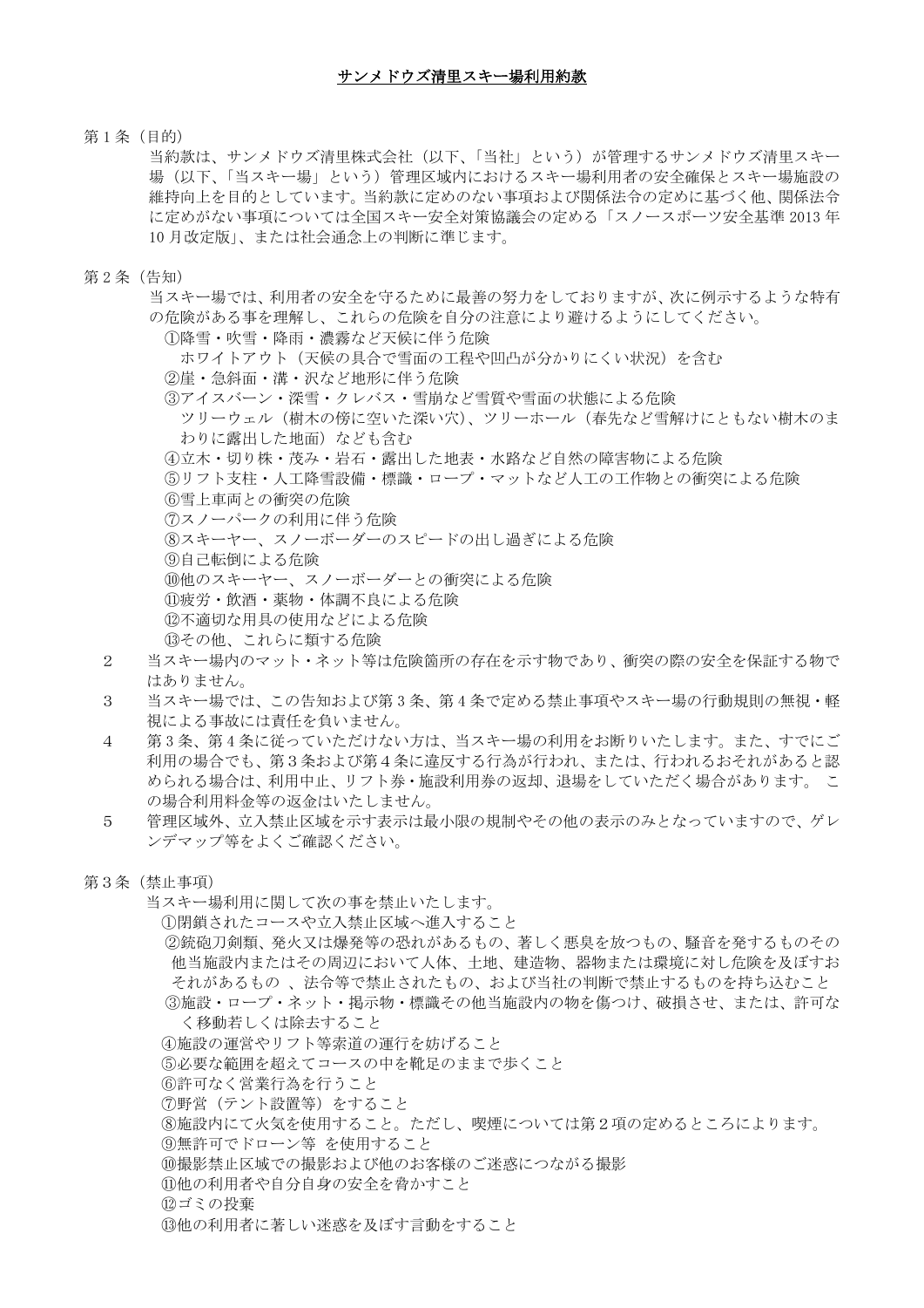# サンメドウズ清里スキー場利用約款

第１条（目的）

当約款は、サンメドウズ清里株式会社（以下、「当社」という）が管理するサンメドウズ清里スキー場（以下、「当スキー場」という）管理区域内におけるスキー場利用者の安全確保とスキー場施設の維持向上を目的としています。当約款に定めのない事項および関係法令の定めに基づく他、関係法令に定めがない事項については全国スキー安全対策協議会の定める「スノースポーツ安全基準 2013 年 10 月改定版」、または社会通念上の判断に準じます。

第２条（告知）

当スキー場では、利用者の安全を守るために最善の努力をしておりますが、次に例示するような特有の危険がある事を理解し、これらの危険を自分の注意により避けるようにしてください。

①降雪・吹雪・降雨・濃霧など天候に伴う危険
　ホワイトアウト（天候の具合で雪面の工程や凹凸が分かりにくい状況）を含む
②崖・急斜面・溝・沢など地形に伴う危険
③アイスバーン・深雪・クレバス・雪崩など雪質や雪面の状態による危険
　ツリーウェル（樹木の傍に空いた深い穴)、ツリーホール（春先など雪解けにともない樹木のまわりに露出した地面）なども含む
④立木・切り株・茂み・岩石・露出した地表・水路など自然の障害物による危険
⑤リフト支柱・人工降雪設備・標識・ロープ・マットなど人工の工作物との衝突による危険
⑥雪上車両との衝突の危険
⑦スノーパークの利用に伴う危険
⑧スキーヤー、スノーボーダーのスピードの出し過ぎによる危険
⑨自己転倒による危険
⑩他のスキーヤー、スノーボーダーとの衝突による危険
⑪疲労・飲酒・薬物・体調不良による危険
⑫不適切な用具の使用などによる危険
⑬その他、これらに類する危険

２　当スキー場内のマット・ネット等は危険箇所の存在を示す物であり、衝突の際の安全を保証する物ではありません。

３　当スキー場では、この告知および第３条、第４条で定める禁止事項やスキー場の行動規則の無視・軽視による事故には責任を負いません。

４　第３条、第４条に従っていただけない方は、当スキー場の利用をお断りいたします。また、すでにご利用の場合でも、第３条および第４条に違反する行為が行われ、または、行われるおそれがあると認められる場合は、利用中止、リフト券・施設利用券の返却、退場をしていただく場合があります。 この場合利用料金等の返金はいたしません。

５　管理区域外、立入禁止区域を示す表示は最小限の規制やその他の表示のみとなっていますので、ゲレンデマップ等をよくご確認ください。

第３条（禁止事項）

当スキー場利用に関して次の事を禁止いたします。

①閉鎖されたコースや立入禁止区域へ進入すること
②銃砲刀剣類、発火又は爆発等の恐れがあるもの、著しく悪臭を放つもの、騒音を発するものその他当施設内またはその周辺において人体、土地、建造物、器物または環境に対し危険を及ぼすおそれがあるもの 、法令等で禁止されたもの、および当社の判断で禁止するものを持ち込むこと
③施設・ロープ・ネット・掲示物・標識その他当施設内の物を傷つけ、破損させ、または、許可なく移動若しくは除去すること
④施設の運営やリフト等索道の運行を妨げること
⑤必要な範囲を超えてコースの中を靴足のままで歩くこと
⑥許可なく営業行為を行うこと
⑦野営（テント設置等）をすること
⑧施設内にて火気を使用すること。ただし、喫煙については第２項の定めるところによります。
⑨無許可でドローン等 を使用すること
⑩撮影禁止区域での撮影および他のお客様のご迷惑につながる撮影
⑪他の利用者や自分自身の安全を脅かすこと
⑫ゴミの投棄
⑬他の利用者に著しい迷惑を及ぼす言動をすること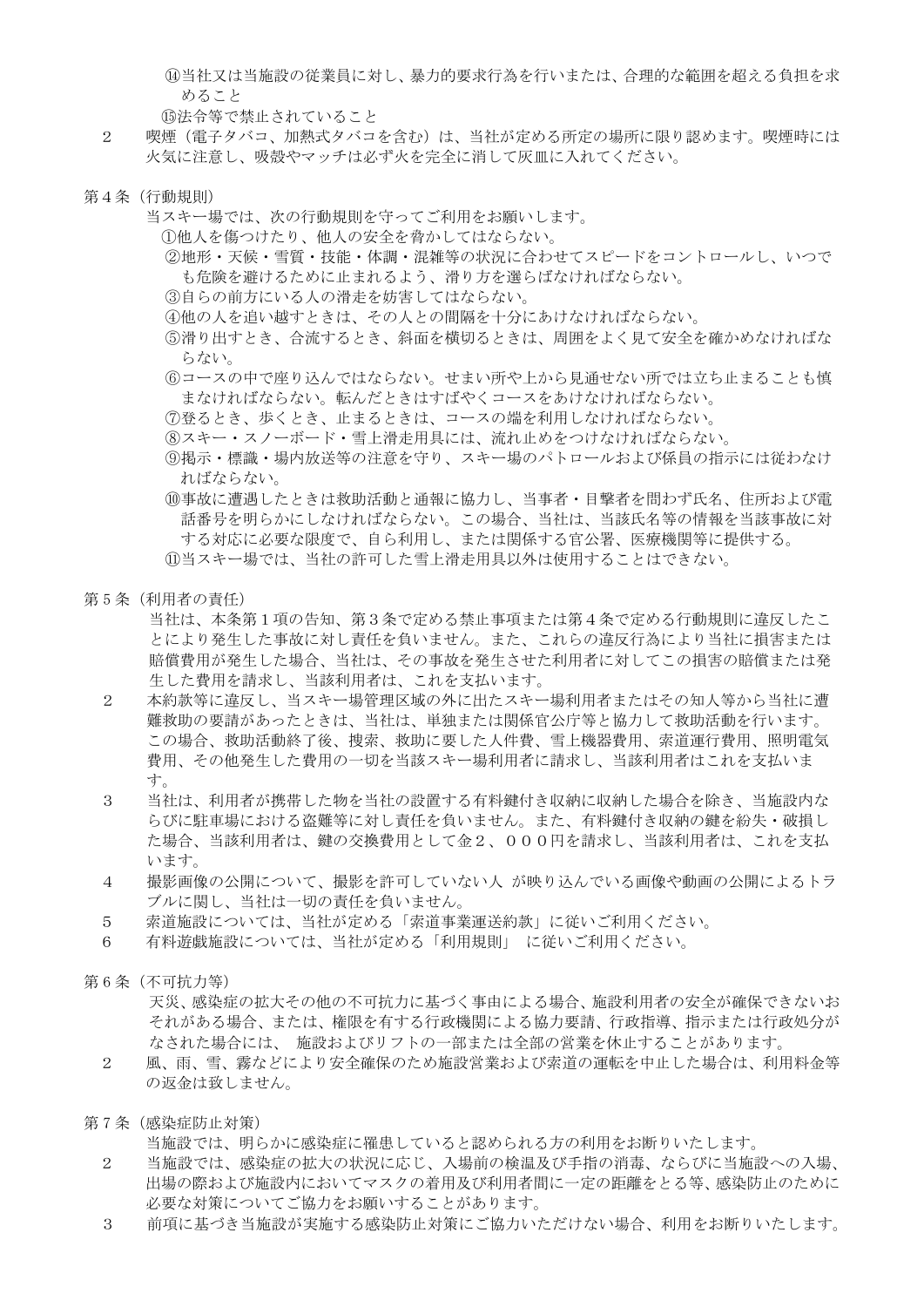⑭当社又は当施設の従業員に対し、暴力的要求行為を行いまたは、合理的な範囲を超える負担を求めること

⑮法令等で禁止されていること

２　喫煙（電子タバコ、加熱式タバコを含む）は、当社が定める所定の場所に限り認めます。喫煙時には火気に注意し、吸殻やマッチは必ず火を完全に消して灰皿に入れてください。

第４条（行動規則）

当スキー場では、次の行動規則を守ってご利用をお願いします。

①他人を傷つけたり、他人の安全を脅かしてはならない。

②地形・天候・雪質・技能・体調・混雑等の状況に合わせてスピードをコントロールし、いつでも危険を避けるために止まれるよう、滑り方を選ばなければならない。

③自らの前方にいる人の滑走を妨害してはならない。

④他の人を追い越すときは、その人との間隔を十分にあけなければならない。

⑤滑り出すとき、合流するとき、斜面を横切るときは、周囲をよく見て安全を確かめなければならない。

⑥コースの中で座り込んではならない。せまい所や上から見通せない所では立ち止まることも慎まなければならない。転んだときはすばやくコースをあけなければならない。

⑦登るとき、歩くとき、止まるときは、コースの端を利用しなければならない。

⑧スキー・スノーボード・雪上滑走用具には、流れ止めをつけなければならない。

⑨掲示・標識・場内放送等の注意を守り、スキー場のパトロールおよび係員の指示には従わなければならない。

⑩事故に遭遇したときは救助活動と通報に協力し、当事者・目撃者を問わず氏名、住所および電話番号を明らかにしなければならない。この場合、当社は、当該氏名等の情報を当該事故に対する対応に必要な限度で、自ら利用し、または関係する官公署、医療機関等に提供する。

⑪当スキー場では、当社の許可した雪上滑走用具以外は使用することはできない。

第５条（利用者の責任）

当社は、本条第１項の告知、第３条で定める禁止事項または第４条で定める行動規則に違反したことにより発生した事故に対し責任を負いません。また、これらの違反行為により当社に損害または賠償費用が発生した場合、当社は、その事故を発生させた利用者に対してこの損害の賠償または発生した費用を請求し、当該利用者は、これを支払います。

２　本約款等に違反し、当スキー場管理区域の外に出たスキー場利用者またはその知人等から当社に遭難救助の要請があったときは、当社は、単独または関係官公庁等と協力して救助活動を行います。この場合、救助活動終了後、捜索、救助に要した人件費、雪上機器費用、索道運行費用、照明電気費用、その他発生した費用の一切を当該スキー場利用者に請求し、当該利用者はこれを支払います。

３　当社は、利用者が携帯した物を当社の設置する有料鍵付き収納に収納した場合を除き、当施設内ならびに駐車場における盗難等に対し責任を負いません。また、有料鍵付き収納の鍵を紛失・破損した場合、当該利用者は、鍵の交換費用として金２、０００円を請求し、当該利用者は、これを支払います。

４　撮影画像の公開について、撮影を許可していない人 が映り込んでいる画像や動画の公開によるトラブルに関し、当社は一切の責任を負いません。

５　索道施設については、当社が定める「索道事業運送約款」に従いご利用ください。

６　有料遊戯施設については、当社が定める「利用規則」 に従いご利用ください。

第６条（不可抗力等）

天災、感染症の拡大その他の不可抗力に基づく事由による場合、施設利用者の安全が確保できないおそれがある場合、または、権限を有する行政機関による協力要請、行政指導、指示または行政処分がなされた場合には、 施設およびリフトの一部または全部の営業を休止することがあります。

２　風、雨、雪、霧などにより安全確保のため施設営業および索道の運転を中止した場合は、利用料金等の返金は致しません。

第７条（感染症防止対策）

当施設では、明らかに感染症に罹患していると認められる方の利用をお断りいたします。

２　当施設では、感染症の拡大の状況に応じ、入場前の検温及び手指の消毒、ならびに当施設への入場、出場の際および施設内においてマスクの着用及び利用者間に一定の距離をとる等、感染防止のために必要な対策についてご協力をお願いすることがあります。

３　前項に基づき当施設が実施する感染防止対策にご協力いただけない場合、利用をお断りいたします。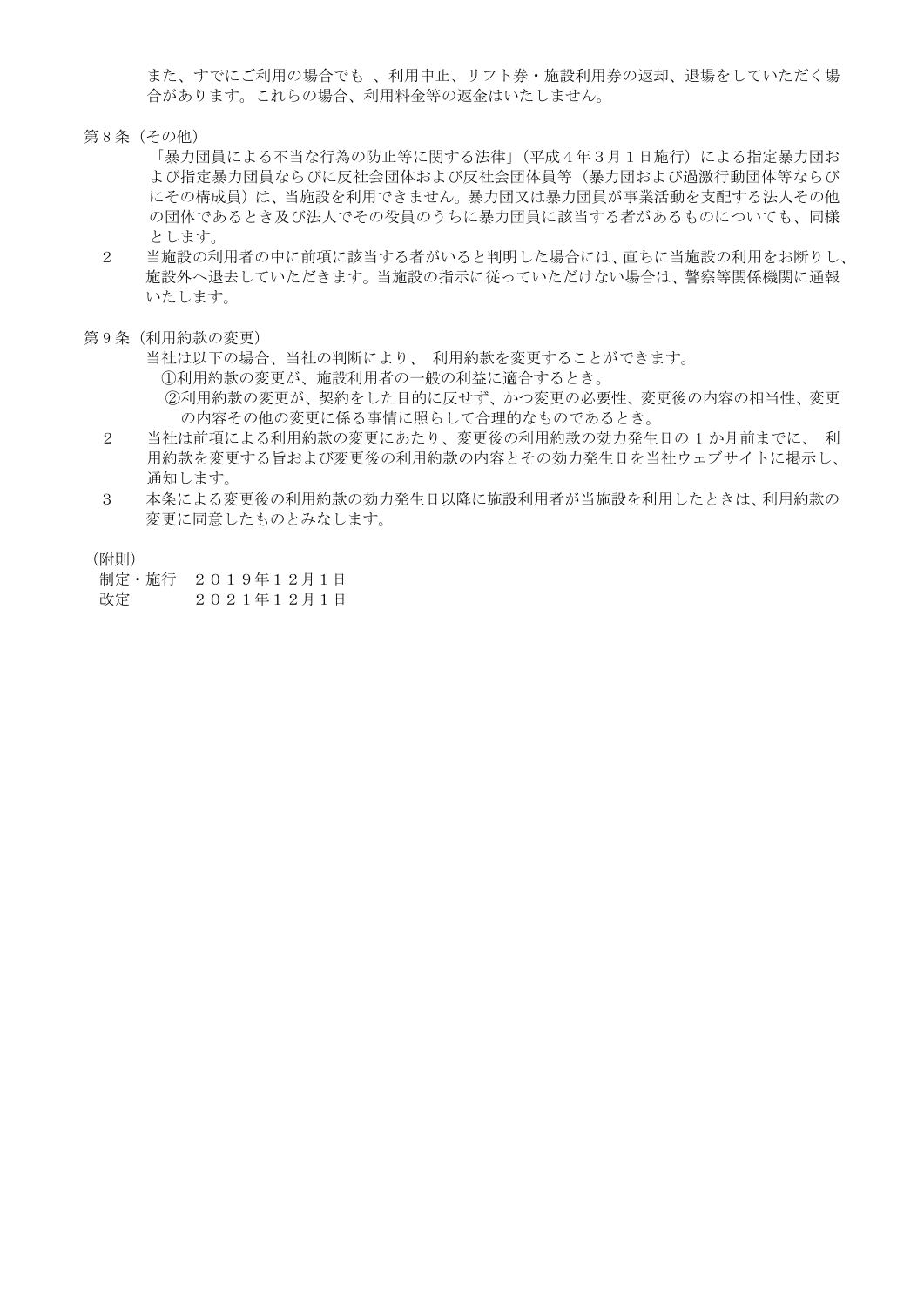また、すでにご利用の場合でも 、利用中止、リフト券・施設利用券の返却、退場をしていただく場合があります。これらの場合、利用料金等の返金はいたしません。

第８条（その他）

「暴力団員による不当な行為の防止等に関する法律」（平成４年３月１日施行）による指定暴力団および指定暴力団員ならびに反社会団体および反社会団体員等（暴力団および過激行動団体等ならびにその構成員）は、当施設を利用できません。暴力団又は暴力団員が事業活動を支配する法人その他の団体であるとき及び法人でその役員のうちに暴力団員に該当する者があるものについても、同様とします。

２　当施設の利用者の中に前項に該当する者がいると判明した場合には、直ちに当施設の利用をお断りし、施設外へ退去していただきます。当施設の指示に従っていただけない場合は、警察等関係機関に通報いたします。

第９条（利用約款の変更）

当社は以下の場合、当社の判断により、 利用約款を変更することができます。

①利用約款の変更が、施設利用者の一般の利益に適合するとき。

②利用約款の変更が、契約をした目的に反せず、かつ変更の必要性、変更後の内容の相当性、変更の内容その他の変更に係る事情に照らして合理的なものであるとき。

２　当社は前項による利用約款の変更にあたり、変更後の利用約款の効力発生日の１か月前までに、 利用約款を変更する旨および変更後の利用約款の内容とその効力発生日を当社ウェブサイトに掲示し、通知します。

３　本条による変更後の利用約款の効力発生日以降に施設利用者が当施設を利用したときは、利用約款の変更に同意したものとみなします。

（附則）

制定・施行　２０１９年１２月１日

改定　　　　２０２１年１２月１日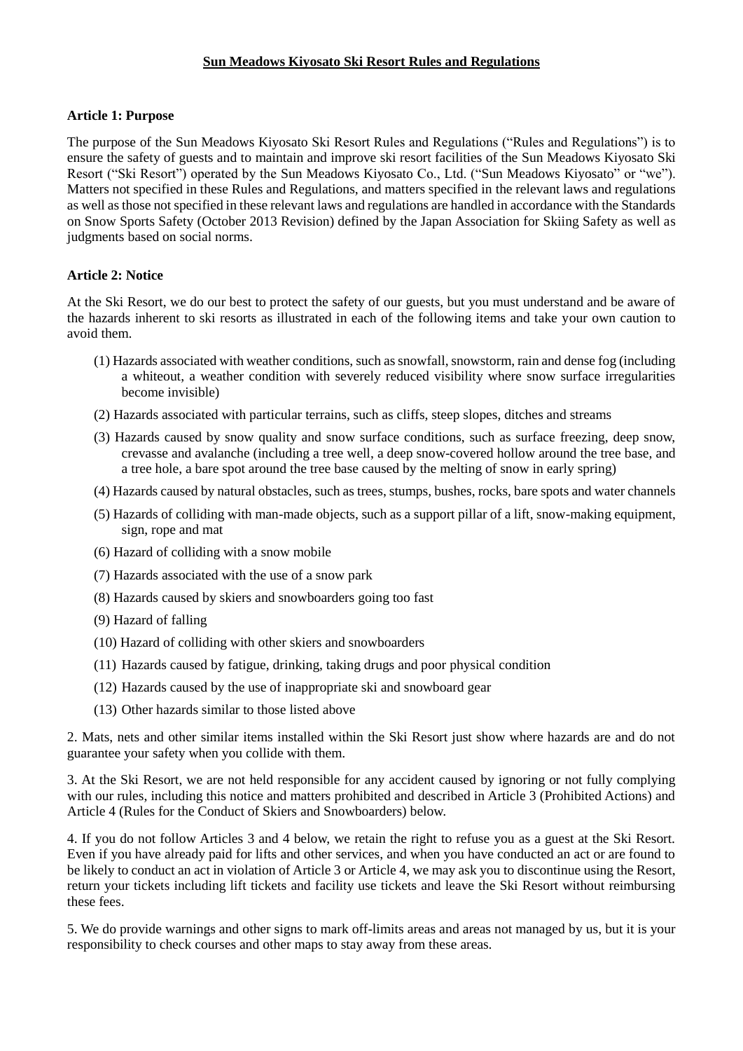**Sun Meadows Kiyosato Ski Resort Rules and Regulations**

**Article 1: Purpose**

The purpose of the Sun Meadows Kiyosato Ski Resort Rules and Regulations ("Rules and Regulations") is to ensure the safety of guests and to maintain and improve ski resort facilities of the Sun Meadows Kiyosato Ski Resort ("Ski Resort") operated by the Sun Meadows Kiyosato Co., Ltd. ("Sun Meadows Kiyosato" or "we"). Matters not specified in these Rules and Regulations, and matters specified in the relevant laws and regulations as well as those not specified in these relevant laws and regulations are handled in accordance with the Standards on Snow Sports Safety (October 2013 Revision) defined by the Japan Association for Skiing Safety as well as judgments based on social norms.

**Article 2: Notice**

At the Ski Resort, we do our best to protect the safety of our guests, but you must understand and be aware of the hazards inherent to ski resorts as illustrated in each of the following items and take your own caution to avoid them.

(1) Hazards associated with weather conditions, such as snowfall, snowstorm, rain and dense fog (including a whiteout, a weather condition with severely reduced visibility where snow surface irregularities become invisible)

(2) Hazards associated with particular terrains, such as cliffs, steep slopes, ditches and streams

(3) Hazards caused by snow quality and snow surface conditions, such as surface freezing, deep snow, crevasse and avalanche (including a tree well, a deep snow-covered hollow around the tree base, and a tree hole, a bare spot around the tree base caused by the melting of snow in early spring)

(4) Hazards caused by natural obstacles, such as trees, stumps, bushes, rocks, bare spots and water channels

(5) Hazards of colliding with man-made objects, such as a support pillar of a lift, snow-making equipment, sign, rope and mat

(6) Hazard of colliding with a snow mobile

(7) Hazards associated with the use of a snow park

(8) Hazards caused by skiers and snowboarders going too fast

(9) Hazard of falling

(10) Hazard of colliding with other skiers and snowboarders

(11) Hazards caused by fatigue, drinking, taking drugs and poor physical condition

(12) Hazards caused by the use of inappropriate ski and snowboard gear

(13) Other hazards similar to those listed above

2. Mats, nets and other similar items installed within the Ski Resort just show where hazards are and do not guarantee your safety when you collide with them.

3. At the Ski Resort, we are not held responsible for any accident caused by ignoring or not fully complying with our rules, including this notice and matters prohibited and described in Article 3 (Prohibited Actions) and Article 4 (Rules for the Conduct of Skiers and Snowboarders) below.

4. If you do not follow Articles 3 and 4 below, we retain the right to refuse you as a guest at the Ski Resort. Even if you have already paid for lifts and other services, and when you have conducted an act or are found to be likely to conduct an act in violation of Article 3 or Article 4, we may ask you to discontinue using the Resort, return your tickets including lift tickets and facility use tickets and leave the Ski Resort without reimbursing these fees.

5. We do provide warnings and other signs to mark off-limits areas and areas not managed by us, but it is your responsibility to check courses and other maps to stay away from these areas.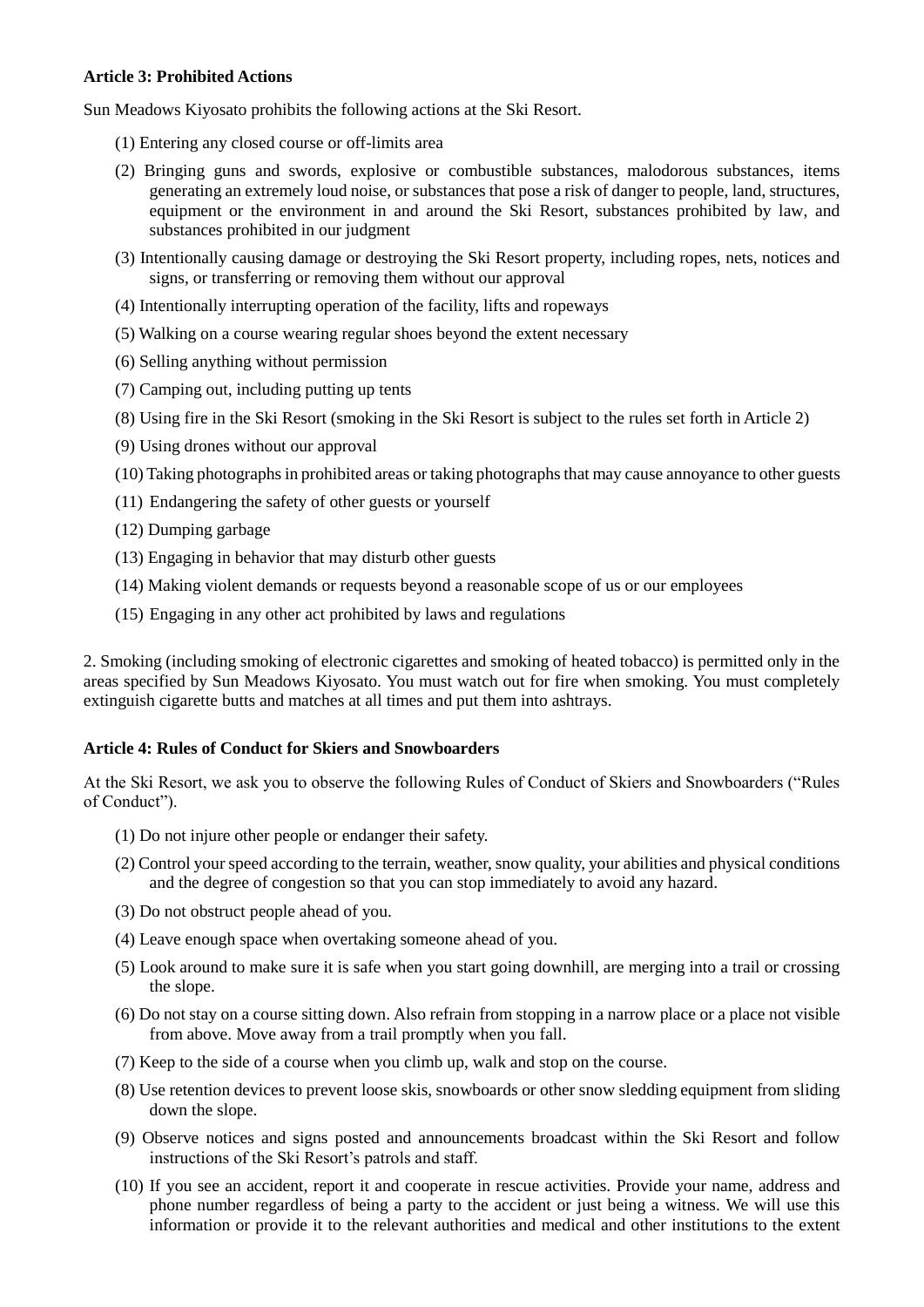**Article 3: Prohibited Actions**

Sun Meadows Kiyosato prohibits the following actions at the Ski Resort.

(1) Entering any closed course or off-limits area

(2) Bringing guns and swords, explosive or combustible substances, malodorous substances, items generating an extremely loud noise, or substances that pose a risk of danger to people, land, structures, equipment or the environment in and around the Ski Resort, substances prohibited by law, and substances prohibited in our judgment

(3) Intentionally causing damage or destroying the Ski Resort property, including ropes, nets, notices and signs, or transferring or removing them without our approval

(4) Intentionally interrupting operation of the facility, lifts and ropeways

(5) Walking on a course wearing regular shoes beyond the extent necessary

(6) Selling anything without permission

(7) Camping out, including putting up tents

(8) Using fire in the Ski Resort (smoking in the Ski Resort is subject to the rules set forth in Article 2)

(9) Using drones without our approval

(10) Taking photographs in prohibited areas or taking photographs that may cause annoyance to other guests

(11) Endangering the safety of other guests or yourself

(12) Dumping garbage

(13) Engaging in behavior that may disturb other guests

(14) Making violent demands or requests beyond a reasonable scope of us or our employees

(15) Engaging in any other act prohibited by laws and regulations

2. Smoking (including smoking of electronic cigarettes and smoking of heated tobacco) is permitted only in the areas specified by Sun Meadows Kiyosato. You must watch out for fire when smoking. You must completely extinguish cigarette butts and matches at all times and put them into ashtrays.

**Article 4: Rules of Conduct for Skiers and Snowboarders**

At the Ski Resort, we ask you to observe the following Rules of Conduct of Skiers and Snowboarders ("Rules of Conduct").

(1) Do not injure other people or endanger their safety.

(2) Control your speed according to the terrain, weather, snow quality, your abilities and physical conditions and the degree of congestion so that you can stop immediately to avoid any hazard.

(3) Do not obstruct people ahead of you.

(4) Leave enough space when overtaking someone ahead of you.

(5) Look around to make sure it is safe when you start going downhill, are merging into a trail or crossing the slope.

(6) Do not stay on a course sitting down. Also refrain from stopping in a narrow place or a place not visible from above. Move away from a trail promptly when you fall.

(7) Keep to the side of a course when you climb up, walk and stop on the course.

(8) Use retention devices to prevent loose skis, snowboards or other snow sledding equipment from sliding down the slope.

(9) Observe notices and signs posted and announcements broadcast within the Ski Resort and follow instructions of the Ski Resort's patrols and staff.

(10) If you see an accident, report it and cooperate in rescue activities. Provide your name, address and phone number regardless of being a party to the accident or just being a witness. We will use this information or provide it to the relevant authorities and medical and other institutions to the extent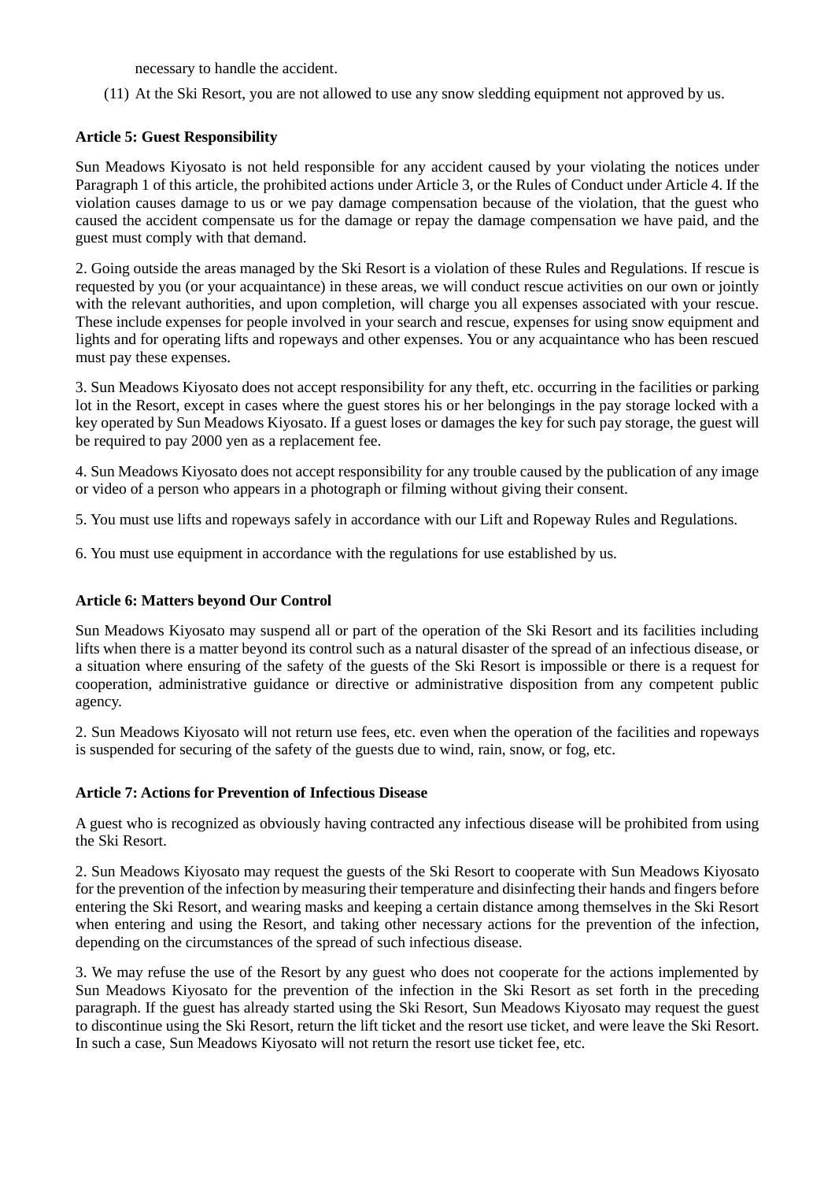necessary to handle the accident.

(11) At the Ski Resort, you are not allowed to use any snow sledding equipment not approved by us.

**Article 5: Guest Responsibility**

Sun Meadows Kiyosato is not held responsible for any accident caused by your violating the notices under Paragraph 1 of this article, the prohibited actions under Article 3, or the Rules of Conduct under Article 4. If the violation causes damage to us or we pay damage compensation because of the violation, that the guest who caused the accident compensate us for the damage or repay the damage compensation we have paid, and the guest must comply with that demand.

2. Going outside the areas managed by the Ski Resort is a violation of these Rules and Regulations. If rescue is requested by you (or your acquaintance) in these areas, we will conduct rescue activities on our own or jointly with the relevant authorities, and upon completion, will charge you all expenses associated with your rescue. These include expenses for people involved in your search and rescue, expenses for using snow equipment and lights and for operating lifts and ropeways and other expenses. You or any acquaintance who has been rescued must pay these expenses.

3. Sun Meadows Kiyosato does not accept responsibility for any theft, etc. occurring in the facilities or parking lot in the Resort, except in cases where the guest stores his or her belongings in the pay storage locked with a key operated by Sun Meadows Kiyosato. If a guest loses or damages the key for such pay storage, the guest will be required to pay 2000 yen as a replacement fee.

4. Sun Meadows Kiyosato does not accept responsibility for any trouble caused by the publication of any image or video of a person who appears in a photograph or filming without giving their consent.

5. You must use lifts and ropeways safely in accordance with our Lift and Ropeway Rules and Regulations.

6. You must use equipment in accordance with the regulations for use established by us.

**Article 6: Matters beyond Our Control**

Sun Meadows Kiyosato may suspend all or part of the operation of the Ski Resort and its facilities including lifts when there is a matter beyond its control such as a natural disaster of the spread of an infectious disease, or a situation where ensuring of the safety of the guests of the Ski Resort is impossible or there is a request for cooperation, administrative guidance or directive or administrative disposition from any competent public agency.

2. Sun Meadows Kiyosato will not return use fees, etc. even when the operation of the facilities and ropeways is suspended for securing of the safety of the guests due to wind, rain, snow, or fog, etc.

**Article 7: Actions for Prevention of Infectious Disease**

A guest who is recognized as obviously having contracted any infectious disease will be prohibited from using the Ski Resort.

2. Sun Meadows Kiyosato may request the guests of the Ski Resort to cooperate with Sun Meadows Kiyosato for the prevention of the infection by measuring their temperature and disinfecting their hands and fingers before entering the Ski Resort, and wearing masks and keeping a certain distance among themselves in the Ski Resort when entering and using the Resort, and taking other necessary actions for the prevention of the infection, depending on the circumstances of the spread of such infectious disease.

3. We may refuse the use of the Resort by any guest who does not cooperate for the actions implemented by Sun Meadows Kiyosato for the prevention of the infection in the Ski Resort as set forth in the preceding paragraph. If the guest has already started using the Ski Resort, Sun Meadows Kiyosato may request the guest to discontinue using the Ski Resort, return the lift ticket and the resort use ticket, and were leave the Ski Resort. In such a case, Sun Meadows Kiyosato will not return the resort use ticket fee, etc.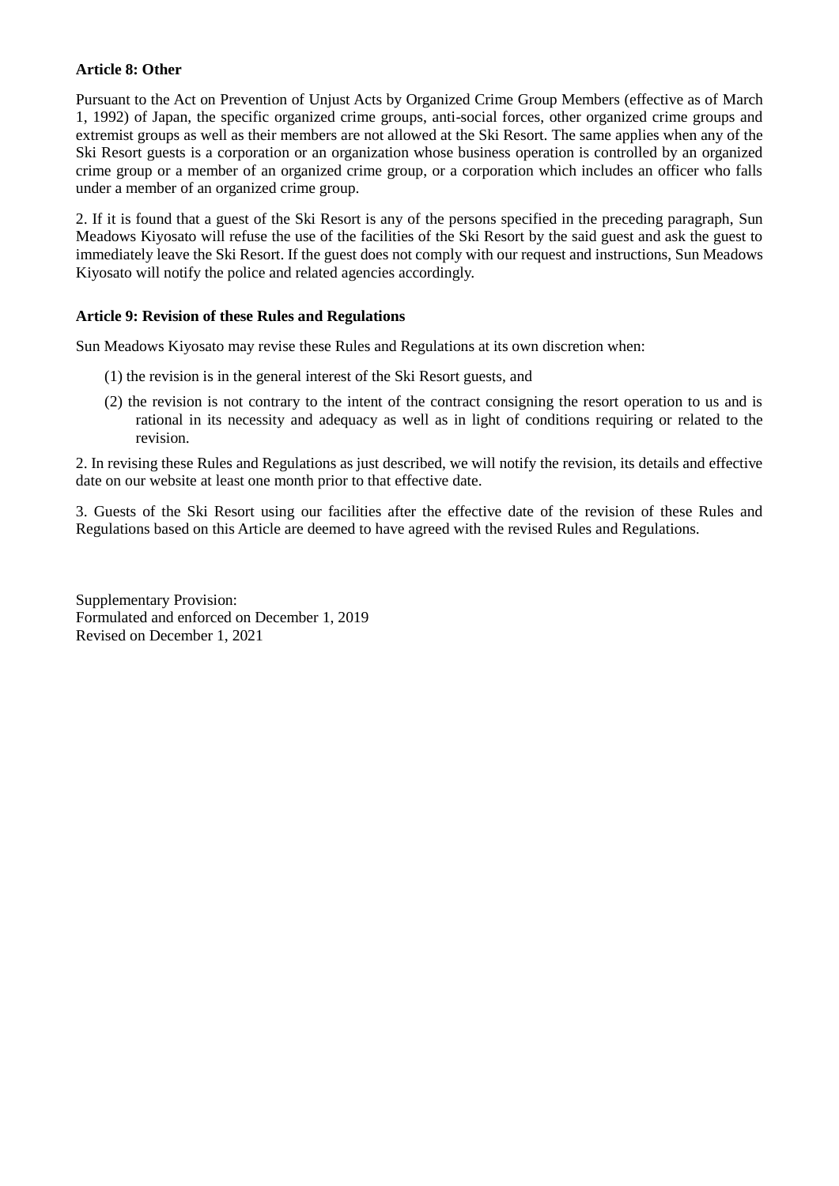**Article 8: Other**

Pursuant to the Act on Prevention of Unjust Acts by Organized Crime Group Members (effective as of March 1, 1992) of Japan, the specific organized crime groups, anti-social forces, other organized crime groups and extremist groups as well as their members are not allowed at the Ski Resort. The same applies when any of the Ski Resort guests is a corporation or an organization whose business operation is controlled by an organized crime group or a member of an organized crime group, or a corporation which includes an officer who falls under a member of an organized crime group.

2. If it is found that a guest of the Ski Resort is any of the persons specified in the preceding paragraph, Sun Meadows Kiyosato will refuse the use of the facilities of the Ski Resort by the said guest and ask the guest to immediately leave the Ski Resort. If the guest does not comply with our request and instructions, Sun Meadows Kiyosato will notify the police and related agencies accordingly.

**Article 9: Revision of these Rules and Regulations**

Sun Meadows Kiyosato may revise these Rules and Regulations at its own discretion when:

(1) the revision is in the general interest of the Ski Resort guests, and

(2) the revision is not contrary to the intent of the contract consigning the resort operation to us and is rational in its necessity and adequacy as well as in light of conditions requiring or related to the revision.

2. In revising these Rules and Regulations as just described, we will notify the revision, its details and effective date on our website at least one month prior to that effective date.

3. Guests of the Ski Resort using our facilities after the effective date of the revision of these Rules and Regulations based on this Article are deemed to have agreed with the revised Rules and Regulations.

Supplementary Provision:
Formulated and enforced on December 1, 2019
Revised on December 1, 2021